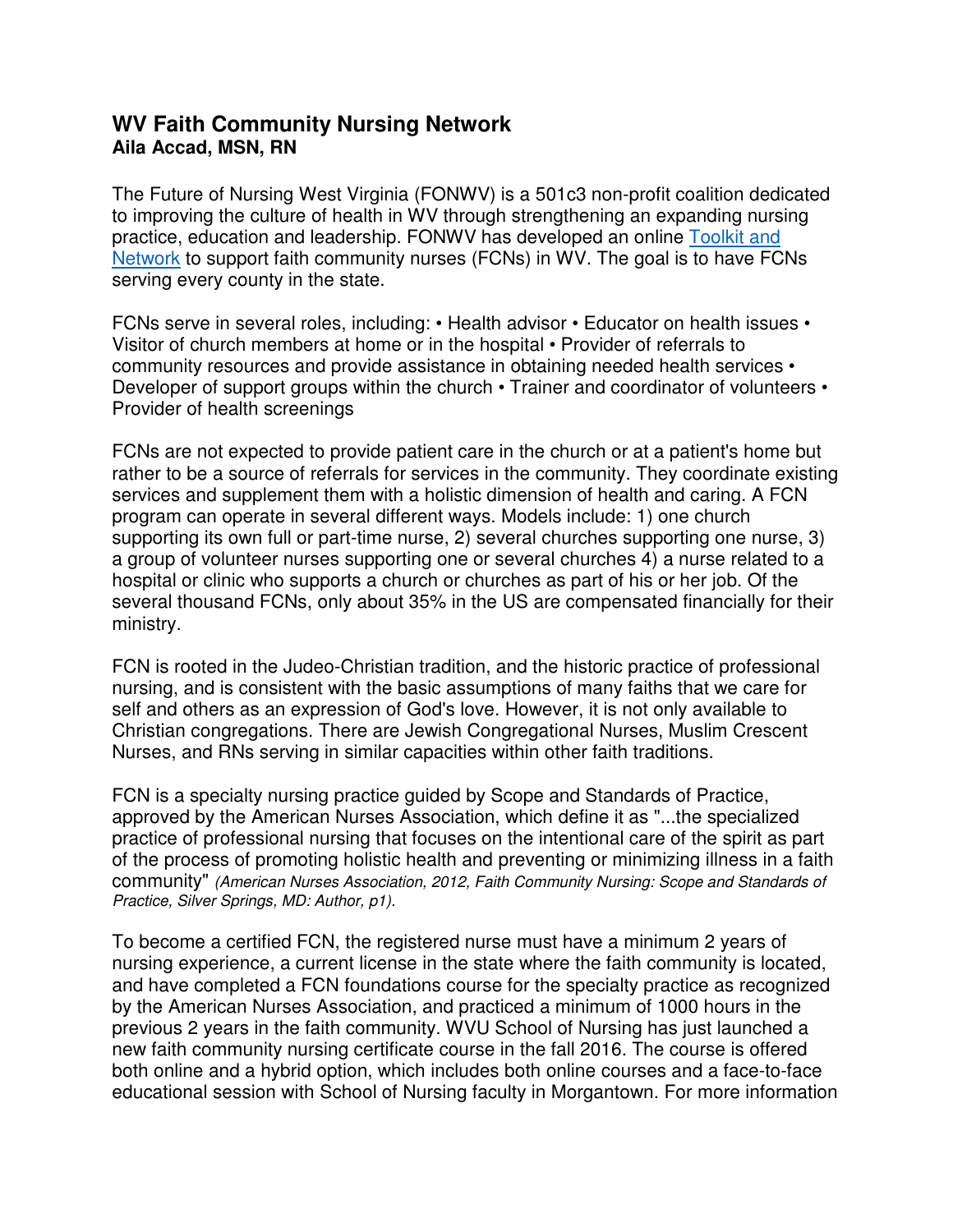# WV Faith Community Nursing Network

**Aila Accad, MSN, RN**

The Future of Nursing West Virginia (FONWV) is a 501c3 non-profit coalition dedicated to improving the culture of health in WV through strengthening an expanding nursing practice, education and leadership. FONWV has developed an online Toolkit and Network to support faith community nurses (FCNs) in WV. The goal is to have FCNs serving every county in the state.

FCNs serve in several roles, including: • Health advisor • Educator on health issues • Visitor of church members at home or in the hospital • Provider of referrals to community resources and provide assistance in obtaining needed health services • Developer of support groups within the church • Trainer and coordinator of volunteers • Provider of health screenings

FCNs are not expected to provide patient care in the church or at a patient's home but rather to be a source of referrals for services in the community. They coordinate existing services and supplement them with a holistic dimension of health and caring. A FCN program can operate in several different ways. Models include: 1) one church supporting its own full or part-time nurse, 2) several churches supporting one nurse, 3) a group of volunteer nurses supporting one or several churches 4) a nurse related to a hospital or clinic who supports a church or churches as part of his or her job. Of the several thousand FCNs, only about 35% in the US are compensated financially for their ministry.

FCN is rooted in the Judeo-Christian tradition, and the historic practice of professional nursing, and is consistent with the basic assumptions of many faiths that we care for self and others as an expression of God's love. However, it is not only available to Christian congregations. There are Jewish Congregational Nurses, Muslim Crescent Nurses, and RNs serving in similar capacities within other faith traditions.

FCN is a specialty nursing practice guided by Scope and Standards of Practice, approved by the American Nurses Association, which define it as "...the specialized practice of professional nursing that focuses on the intentional care of the spirit as part of the process of promoting holistic health and preventing or minimizing illness in a faith community" *(American Nurses Association, 2012, Faith Community Nursing: Scope and Standards of Practice, Silver Springs, MD: Author, p1).*

To become a certified FCN, the registered nurse must have a minimum 2 years of nursing experience, a current license in the state where the faith community is located, and have completed a FCN foundations course for the specialty practice as recognized by the American Nurses Association, and practiced a minimum of 1000 hours in the previous 2 years in the faith community. WVU School of Nursing has just launched a new faith community nursing certificate course in the fall 2016. The course is offered both online and a hybrid option, which includes both online courses and a face-to-face educational session with School of Nursing faculty in Morgantown. For more information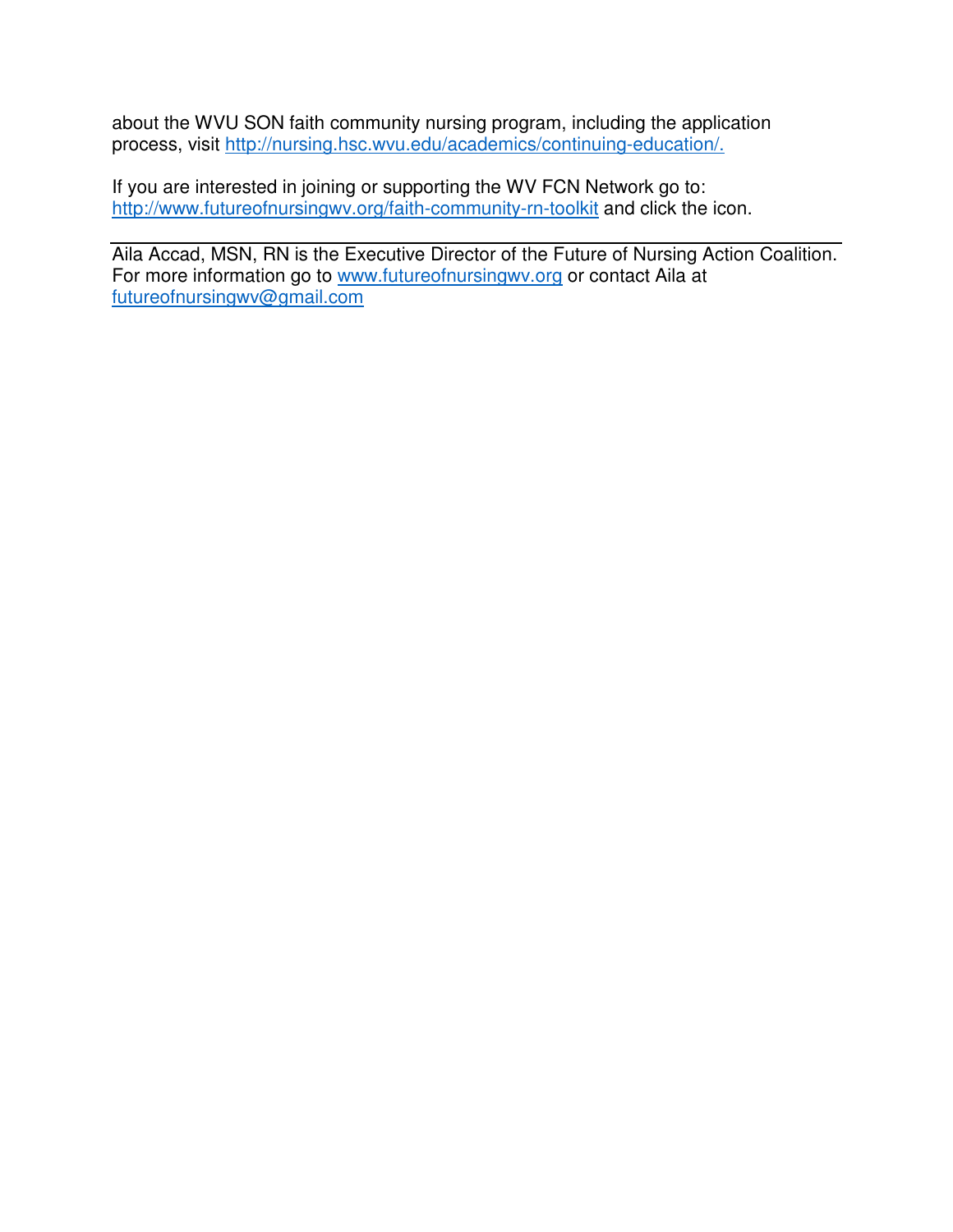about the WVU SON faith community nursing program, including the application process, visit http://nursing.hsc.wvu.edu/academics/continuing-education/.

If you are interested in joining or supporting the WV FCN Network go to: http://www.futureofnursingwv.org/faith-community-rn-toolkit and click the icon.

---

Aila Accad, MSN, RN is the Executive Director of the Future of Nursing Action Coalition. For more information go to www.futureofnursingwv.org or contact Aila at futureofnursingwv@gmail.com